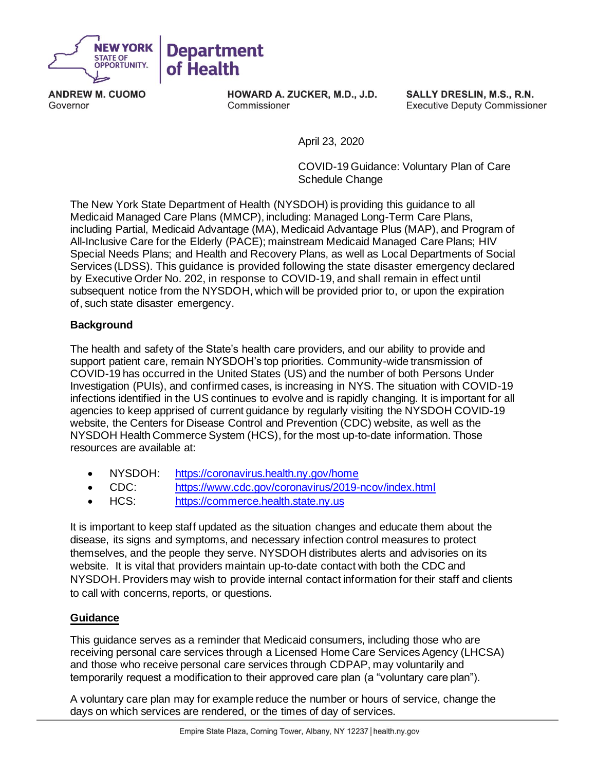**NEW YORK STATE OF OPPORTUNITY.** | **Department of Health**

**ANDREW M. CUOMO**
Governor

**HOWARD A. ZUCKER, M.D., J.D.**
Commissioner

**SALLY DRESLIN, M.S., R.N.**
Executive Deputy Commissioner

April 23, 2020

COVID-19 Guidance: Voluntary Plan of Care Schedule Change

The New York State Department of Health (NYSDOH) is providing this guidance to all Medicaid Managed Care Plans (MMCP), including: Managed Long-Term Care Plans, including Partial, Medicaid Advantage (MA), Medicaid Advantage Plus (MAP), and Program of All-Inclusive Care for the Elderly (PACE); mainstream Medicaid Managed Care Plans; HIV Special Needs Plans; and Health and Recovery Plans, as well as Local Departments of Social Services (LDSS). This guidance is provided following the state disaster emergency declared by Executive Order No. 202, in response to COVID-19, and shall remain in effect until subsequent notice from the NYSDOH, which will be provided prior to, or upon the expiration of, such state disaster emergency.

**Background**

The health and safety of the State's health care providers, and our ability to provide and support patient care, remain NYSDOH's top priorities. Community-wide transmission of COVID-19 has occurred in the United States (US) and the number of both Persons Under Investigation (PUIs), and confirmed cases, is increasing in NYS. The situation with COVID-19 infections identified in the US continues to evolve and is rapidly changing. It is important for all agencies to keep apprised of current guidance by regularly visiting the NYSDOH COVID-19 website, the Centers for Disease Control and Prevention (CDC) website, as well as the NYSDOH Health Commerce System (HCS), for the most up-to-date information. Those resources are available at:

- NYSDOH: https://coronavirus.health.ny.gov/home
- CDC: https://www.cdc.gov/coronavirus/2019-ncov/index.html
- HCS: https://commerce.health.state.ny.us

It is important to keep staff updated as the situation changes and educate them about the disease, its signs and symptoms, and necessary infection control measures to protect themselves, and the people they serve. NYSDOH distributes alerts and advisories on its website. It is vital that providers maintain up-to-date contact with both the CDC and NYSDOH. Providers may wish to provide internal contact information for their staff and clients to call with concerns, reports, or questions.

**Guidance**

This guidance serves as a reminder that Medicaid consumers, including those who are receiving personal care services through a Licensed Home Care Services Agency (LHCSA) and those who receive personal care services through CDPAP, may voluntarily and temporarily request a modification to their approved care plan (a "voluntary care plan").

A voluntary care plan may for example reduce the number or hours of service, change the days on which services are rendered, or the times of day of services.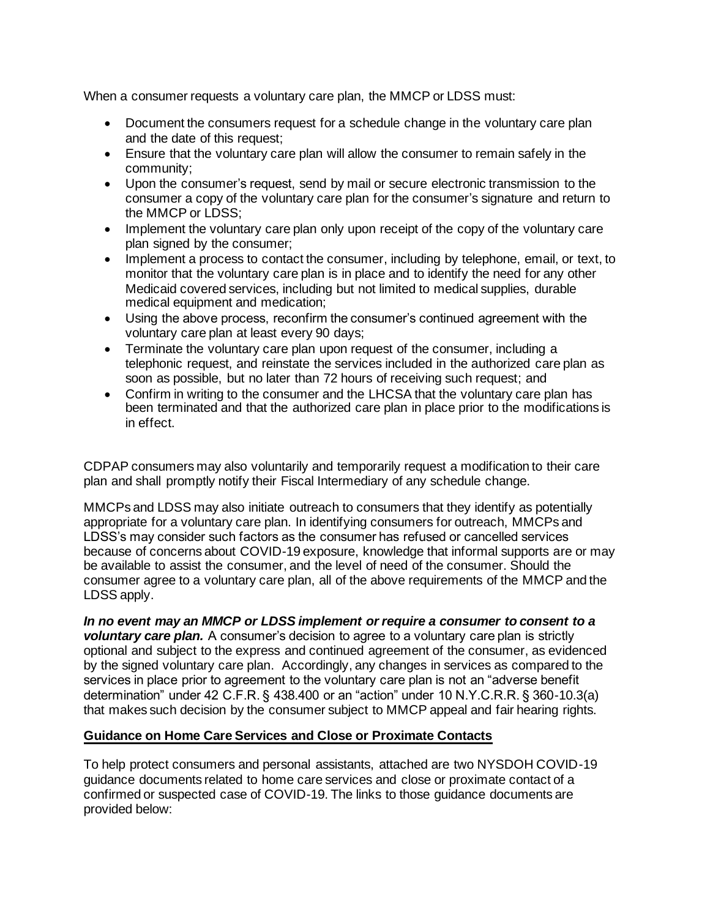When a consumer requests a voluntary care plan, the MMCP or LDSS must:

- Document the consumers request for a schedule change in the voluntary care plan and the date of this request;
- Ensure that the voluntary care plan will allow the consumer to remain safely in the community;
- Upon the consumer's request, send by mail or secure electronic transmission to the consumer a copy of the voluntary care plan for the consumer's signature and return to the MMCP or LDSS;
- Implement the voluntary care plan only upon receipt of the copy of the voluntary care plan signed by the consumer;
- Implement a process to contact the consumer, including by telephone, email, or text, to monitor that the voluntary care plan is in place and to identify the need for any other Medicaid covered services, including but not limited to medical supplies, durable medical equipment and medication;
- Using the above process, reconfirm the consumer's continued agreement with the voluntary care plan at least every 90 days;
- Terminate the voluntary care plan upon request of the consumer, including a telephonic request, and reinstate the services included in the authorized care plan as soon as possible, but no later than 72 hours of receiving such request; and
- Confirm in writing to the consumer and the LHCSA that the voluntary care plan has been terminated and that the authorized care plan in place prior to the modifications is in effect.

CDPAP consumers may also voluntarily and temporarily request a modification to their care plan and shall promptly notify their Fiscal Intermediary of any schedule change.

MMCPs and LDSS may also initiate outreach to consumers that they identify as potentially appropriate for a voluntary care plan. In identifying consumers for outreach, MMCPs and LDSS's may consider such factors as the consumer has refused or cancelled services because of concerns about COVID-19 exposure, knowledge that informal supports are or may be available to assist the consumer, and the level of need of the consumer. Should the consumer agree to a voluntary care plan, all of the above requirements of the MMCP and the LDSS apply.

***In no event may an MMCP or LDSS implement or require a consumer to consent to a voluntary care plan.*** A consumer's decision to agree to a voluntary care plan is strictly optional and subject to the express and continued agreement of the consumer, as evidenced by the signed voluntary care plan. Accordingly, any changes in services as compared to the services in place prior to agreement to the voluntary care plan is not an "adverse benefit determination" under 42 C.F.R. § 438.400 or an "action" under 10 N.Y.C.R.R. § 360-10.3(a) that makes such decision by the consumer subject to MMCP appeal and fair hearing rights.

## Guidance on Home Care Services and Close or Proximate Contacts

To help protect consumers and personal assistants, attached are two NYSDOH COVID-19 guidance documents related to home care services and close or proximate contact of a confirmed or suspected case of COVID-19. The links to those guidance documents are provided below: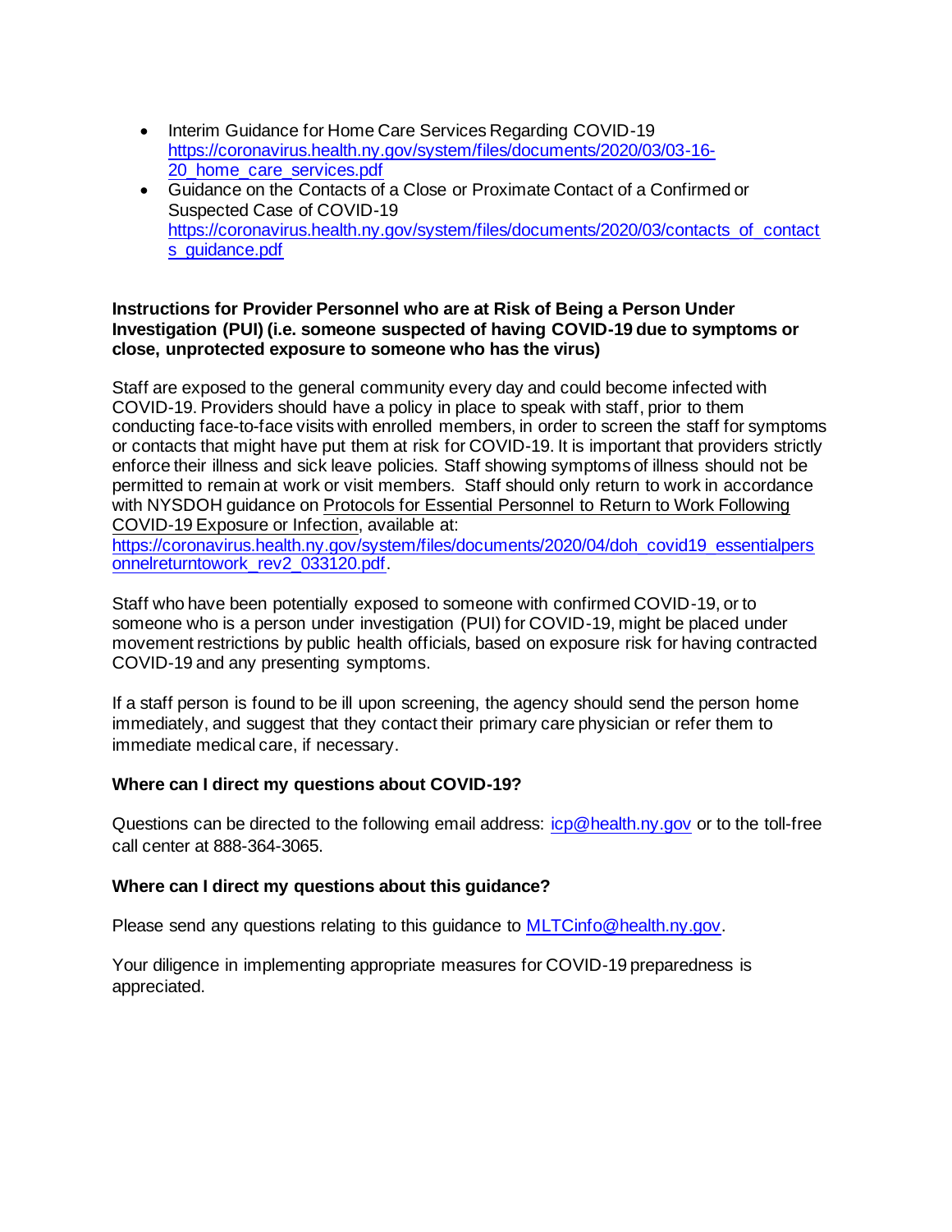- Interim Guidance for Home Care Services Regarding COVID-19 https://coronavirus.health.ny.gov/system/files/documents/2020/03/03-16-20_home_care_services.pdf
- Guidance on the Contacts of a Close or Proximate Contact of a Confirmed or Suspected Case of COVID-19 https://coronavirus.health.ny.gov/system/files/documents/2020/03/contacts_of_contacts_guidance.pdf

**Instructions for Provider Personnel who are at Risk of Being a Person Under Investigation (PUI) (i.e. someone suspected of having COVID-19 due to symptoms or close, unprotected exposure to someone who has the virus)**

Staff are exposed to the general community every day and could become infected with COVID-19. Providers should have a policy in place to speak with staff, prior to them conducting face-to-face visits with enrolled members, in order to screen the staff for symptoms or contacts that might have put them at risk for COVID-19. It is important that providers strictly enforce their illness and sick leave policies. Staff showing symptoms of illness should not be permitted to remain at work or visit members. Staff should only return to work in accordance with NYSDOH guidance on Protocols for Essential Personnel to Return to Work Following COVID-19 Exposure or Infection, available at: https://coronavirus.health.ny.gov/system/files/documents/2020/04/doh_covid19_essentialpersonnelreturntowork_rev2_033120.pdf.

Staff who have been potentially exposed to someone with confirmed COVID-19, or to someone who is a person under investigation (PUI) for COVID-19, might be placed under movement restrictions by public health officials, based on exposure risk for having contracted COVID-19 and any presenting symptoms.

If a staff person is found to be ill upon screening, the agency should send the person home immediately, and suggest that they contact their primary care physician or refer them to immediate medical care, if necessary.

**Where can I direct my questions about COVID-19?**

Questions can be directed to the following email address: icp@health.ny.gov or to the toll-free call center at 888-364-3065.

**Where can I direct my questions about this guidance?**

Please send any questions relating to this guidance to MLTCinfo@health.ny.gov.

Your diligence in implementing appropriate measures for COVID-19 preparedness is appreciated.